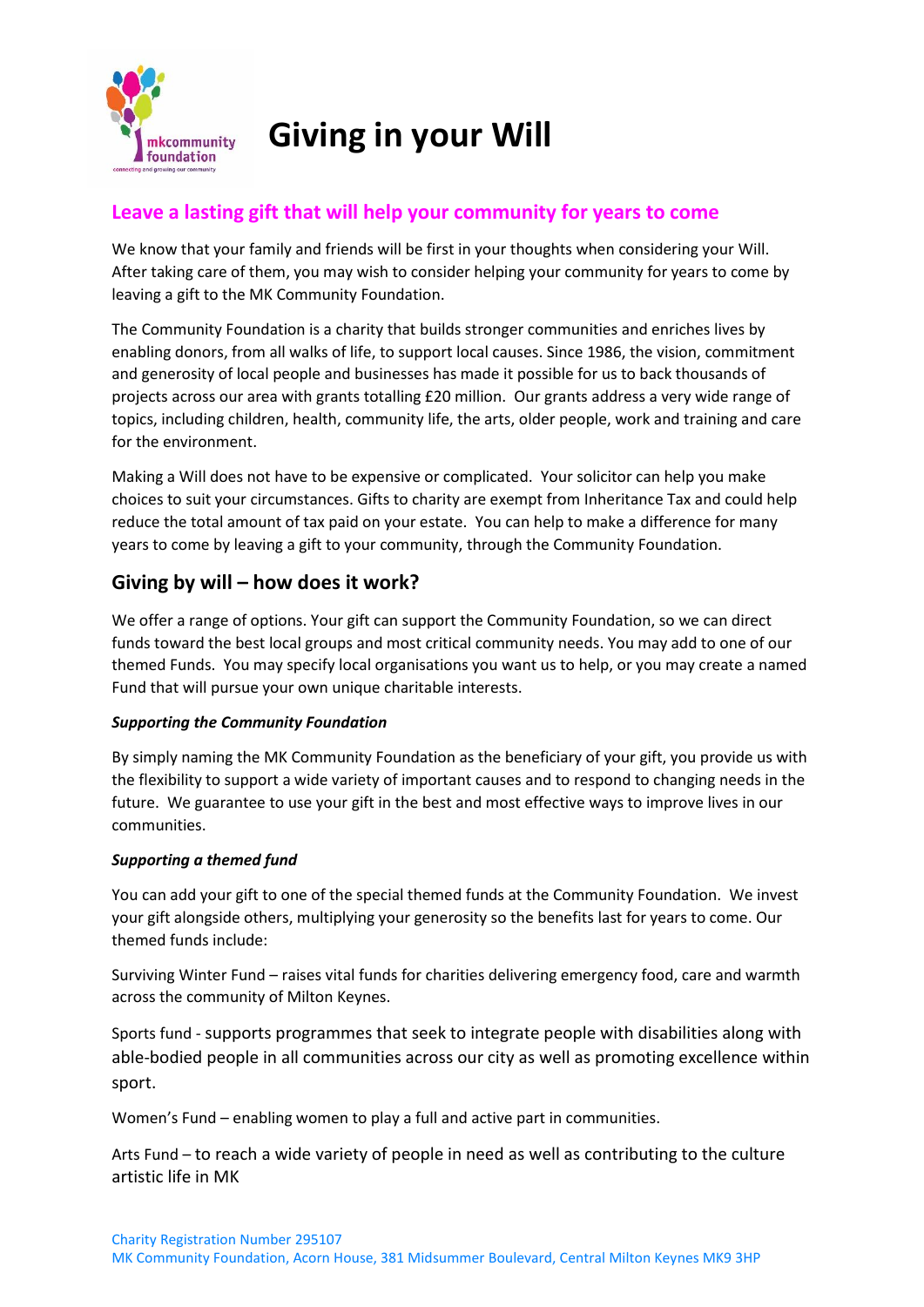# Giving in your Will

## Leave a lasting gift that will help your community for years to come

We know that your family and friends will be first in your thoughts when considering your Will. After taking care of them, you may wish to consider helping your community for years to come by leaving a gift to the MK Community Foundation.

The Community Foundation is a charity that builds stronger communities and enriches lives by enabling donors, from all walks of life, to support local causes. Since 1986, the vision, commitment and generosity of local people and businesses has made it possible for us to back thousands of projects across our area with grants totalling £20 million. Our grants address a very wide range of topics, including children, health, community life, the arts, older people, work and training and care for the environment.

Making a Will does not have to be expensive or complicated. Your solicitor can help you make choices to suit your circumstances. Gifts to charity are exempt from Inheritance Tax and could help reduce the total amount of tax paid on your estate. You can help to make a difference for many years to come by leaving a gift to your community, through the Community Foundation.

## Giving by will – how does it work?

We offer a range of options. Your gift can support the Community Foundation, so we can direct funds toward the best local groups and most critical community needs. You may add to one of our themed Funds. You may specify local organisations you want us to help, or you may create a named Fund that will pursue your own unique charitable interests.

***Supporting the Community Foundation***

By simply naming the MK Community Foundation as the beneficiary of your gift, you provide us with the flexibility to support a wide variety of important causes and to respond to changing needs in the future. We guarantee to use your gift in the best and most effective ways to improve lives in our communities.

***Supporting a themed fund***

You can add your gift to one of the special themed funds at the Community Foundation. We invest your gift alongside others, multiplying your generosity so the benefits last for years to come. Our themed funds include:

Surviving Winter Fund – raises vital funds for charities delivering emergency food, care and warmth across the community of Milton Keynes.

Sports fund - supports programmes that seek to integrate people with disabilities along with able-bodied people in all communities across our city as well as promoting excellence within sport.

Women's Fund – enabling women to play a full and active part in communities.

Arts Fund – to reach a wide variety of people in need as well as contributing to the culture artistic life in MK

Charity Registration Number 295107
MK Community Foundation, Acorn House, 381 Midsummer Boulevard, Central Milton Keynes MK9 3HP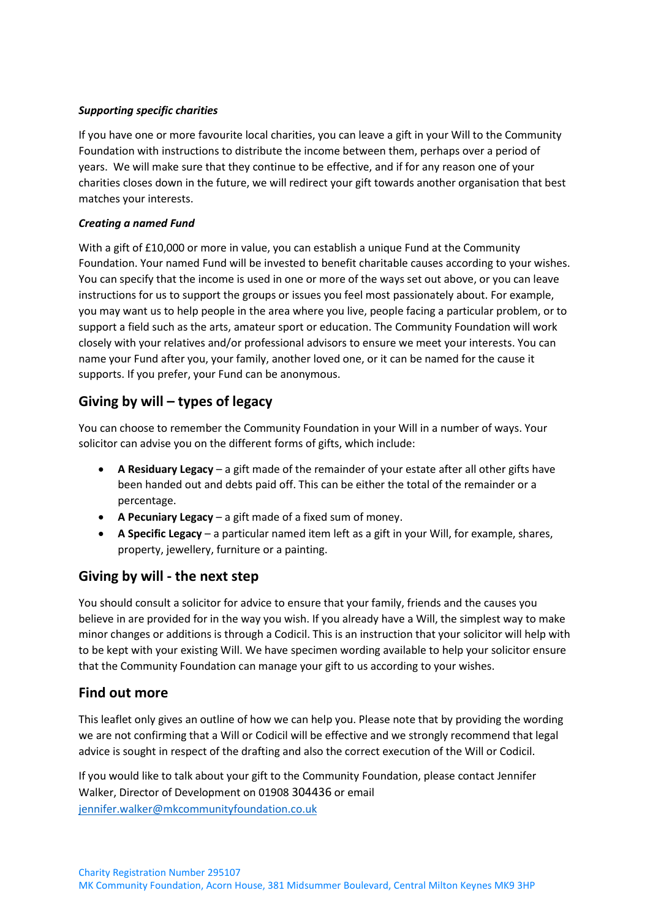***Supporting specific charities***

If you have one or more favourite local charities, you can leave a gift in your Will to the Community Foundation with instructions to distribute the income between them, perhaps over a period of years. We will make sure that they continue to be effective, and if for any reason one of your charities closes down in the future, we will redirect your gift towards another organisation that best matches your interests.

***Creating a named Fund***

With a gift of £10,000 or more in value, you can establish a unique Fund at the Community Foundation. Your named Fund will be invested to benefit charitable causes according to your wishes. You can specify that the income is used in one or more of the ways set out above, or you can leave instructions for us to support the groups or issues you feel most passionately about. For example, you may want us to help people in the area where you live, people facing a particular problem, or to support a field such as the arts, amateur sport or education. The Community Foundation will work closely with your relatives and/or professional advisors to ensure we meet your interests. You can name your Fund after you, your family, another loved one, or it can be named for the cause it supports. If you prefer, your Fund can be anonymous.

## Giving by will – types of legacy

You can choose to remember the Community Foundation in your Will in a number of ways. Your solicitor can advise you on the different forms of gifts, which include:

- **A Residuary Legacy** – a gift made of the remainder of your estate after all other gifts have been handed out and debts paid off. This can be either the total of the remainder or a percentage.
- **A Pecuniary Legacy** – a gift made of a fixed sum of money.
- **A Specific Legacy** – a particular named item left as a gift in your Will, for example, shares, property, jewellery, furniture or a painting.

## Giving by will - the next step

You should consult a solicitor for advice to ensure that your family, friends and the causes you believe in are provided for in the way you wish. If you already have a Will, the simplest way to make minor changes or additions is through a Codicil. This is an instruction that your solicitor will help with to be kept with your existing Will. We have specimen wording available to help your solicitor ensure that the Community Foundation can manage your gift to us according to your wishes.

## Find out more

This leaflet only gives an outline of how we can help you. Please note that by providing the wording we are not confirming that a Will or Codicil will be effective and we strongly recommend that legal advice is sought in respect of the drafting and also the correct execution of the Will or Codicil.

If you would like to talk about your gift to the Community Foundation, please contact Jennifer Walker, Director of Development on 01908 304436 or email jennifer.walker@mkcommunityfoundation.co.uk

Charity Registration Number 295107
MK Community Foundation, Acorn House, 381 Midsummer Boulevard, Central Milton Keynes MK9 3HP